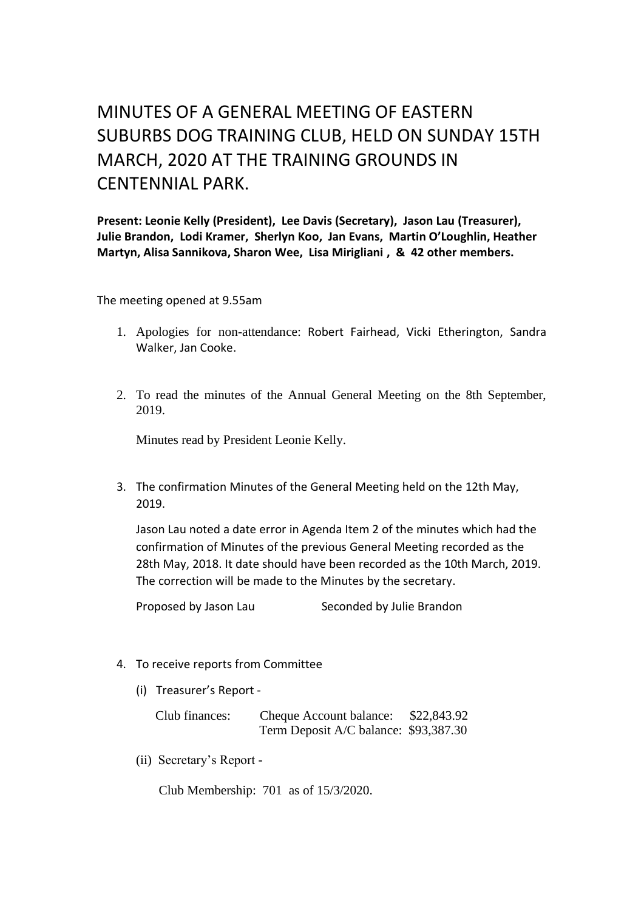# MINUTES OF A GENERAL MEETING OF EASTERN SUBURBS DOG TRAINING CLUB, HELD ON SUNDAY 15TH MARCH, 2020 AT THE TRAINING GROUNDS IN CENTENNIAL PARK.

**Present: Leonie Kelly (President), Lee Davis (Secretary), Jason Lau (Treasurer), Julie Brandon, Lodi Kramer, Sherlyn Koo, Jan Evans, Martin O'Loughlin, Heather Martyn, Alisa Sannikova, Sharon Wee, Lisa Mirigliani , & 42 other members.**

The meeting opened at 9.55am

1. Apologies for non-attendance: Robert Fairhead, Vicki Etherington, Sandra Walker, Jan Cooke.

2. To read the minutes of the Annual General Meeting on the 8th September, 2019.

   Minutes read by President Leonie Kelly.

3. The confirmation Minutes of the General Meeting held on the 12th May, 2019.

   Jason Lau noted a date error in Agenda Item 2 of the minutes which had the confirmation of Minutes of the previous General Meeting recorded as the 28th May, 2018. It date should have been recorded as the 10th March, 2019. The correction will be made to the Minutes by the secretary.

   Proposed by Jason Lau Seconded by Julie Brandon

4. To receive reports from Committee

   (i) Treasurer's Report -

   | Club finances: | Cheque Account balance: | $22,843.92 |
   |---|---|---|
   | | Term Deposit A/C balance: | $93,387.30 |

   (ii) Secretary's Report -

   Club Membership: 701 as of 15/3/2020.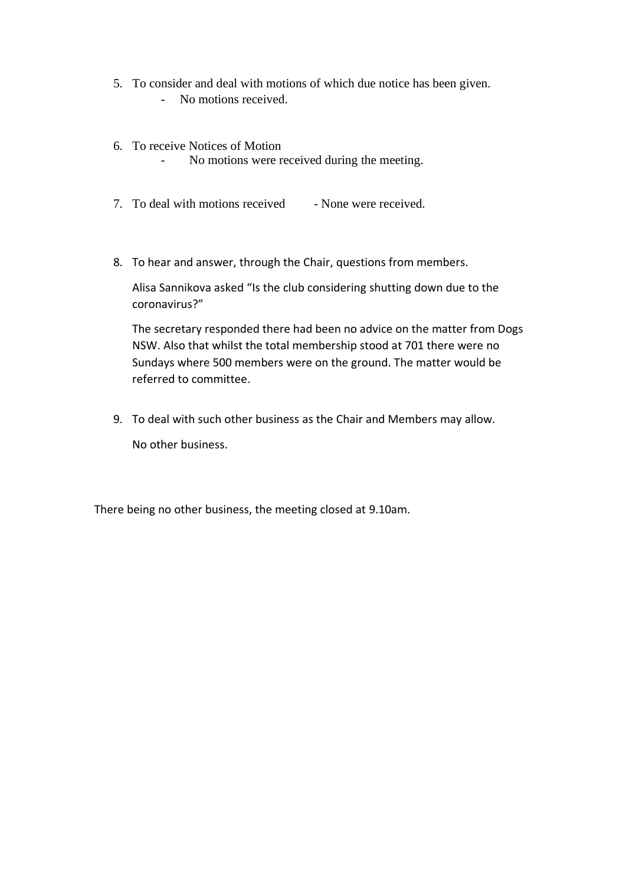5. To consider and deal with motions of which due notice has been given.
    - No motions received.

6. To receive Notices of Motion
    - No motions were received during the meeting.

7. To deal with motions received - None were received.

8. To hear and answer, through the Chair, questions from members.

    Alisa Sannikova asked "Is the club considering shutting down due to the coronavirus?"

    The secretary responded there had been no advice on the matter from Dogs NSW. Also that whilst the total membership stood at 701 there were no Sundays where 500 members were on the ground. The matter would be referred to committee.

9. To deal with such other business as the Chair and Members may allow.

    No other business.

There being no other business, the meeting closed at 9.10am.